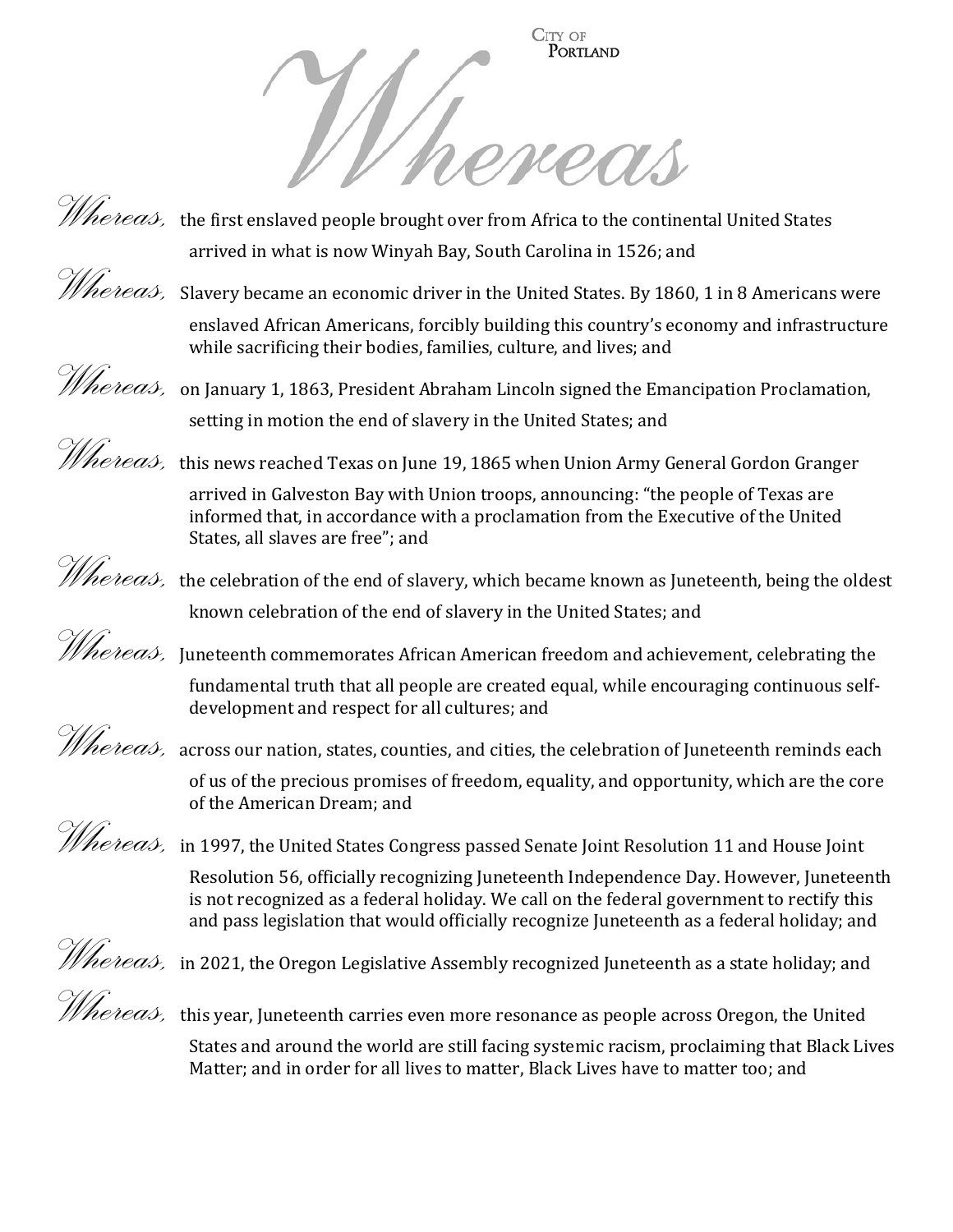City of Portland

# Whereas

*Whereas,* the first enslaved people brought over from Africa to the continental United States arrived in what is now Winyah Bay, South Carolina in 1526; and

*Whereas,* Slavery became an economic driver in the United States. By 1860, 1 in 8 Americans were enslaved African Americans, forcibly building this country's economy and infrastructure while sacrificing their bodies, families, culture, and lives; and

*Whereas,* on January 1, 1863, President Abraham Lincoln signed the Emancipation Proclamation, setting in motion the end of slavery in the United States; and

*Whereas,* this news reached Texas on June 19, 1865 when Union Army General Gordon Granger arrived in Galveston Bay with Union troops, announcing: "the people of Texas are informed that, in accordance with a proclamation from the Executive of the United States, all slaves are free"; and

*Whereas,* the celebration of the end of slavery, which became known as Juneteenth, being the oldest known celebration of the end of slavery in the United States; and

*Whereas,* Juneteenth commemorates African American freedom and achievement, celebrating the fundamental truth that all people are created equal, while encouraging continuous self-development and respect for all cultures; and

*Whereas,* across our nation, states, counties, and cities, the celebration of Juneteenth reminds each of us of the precious promises of freedom, equality, and opportunity, which are the core of the American Dream; and

*Whereas,* in 1997, the United States Congress passed Senate Joint Resolution 11 and House Joint Resolution 56, officially recognizing Juneteenth Independence Day. However, Juneteenth is not recognized as a federal holiday. We call on the federal government to rectify this and pass legislation that would officially recognize Juneteenth as a federal holiday; and

*Whereas,* in 2021, the Oregon Legislative Assembly recognized Juneteenth as a state holiday; and

*Whereas,* this year, Juneteenth carries even more resonance as people across Oregon, the United States and around the world are still facing systemic racism, proclaiming that Black Lives Matter; and in order for all lives to matter, Black Lives have to matter too; and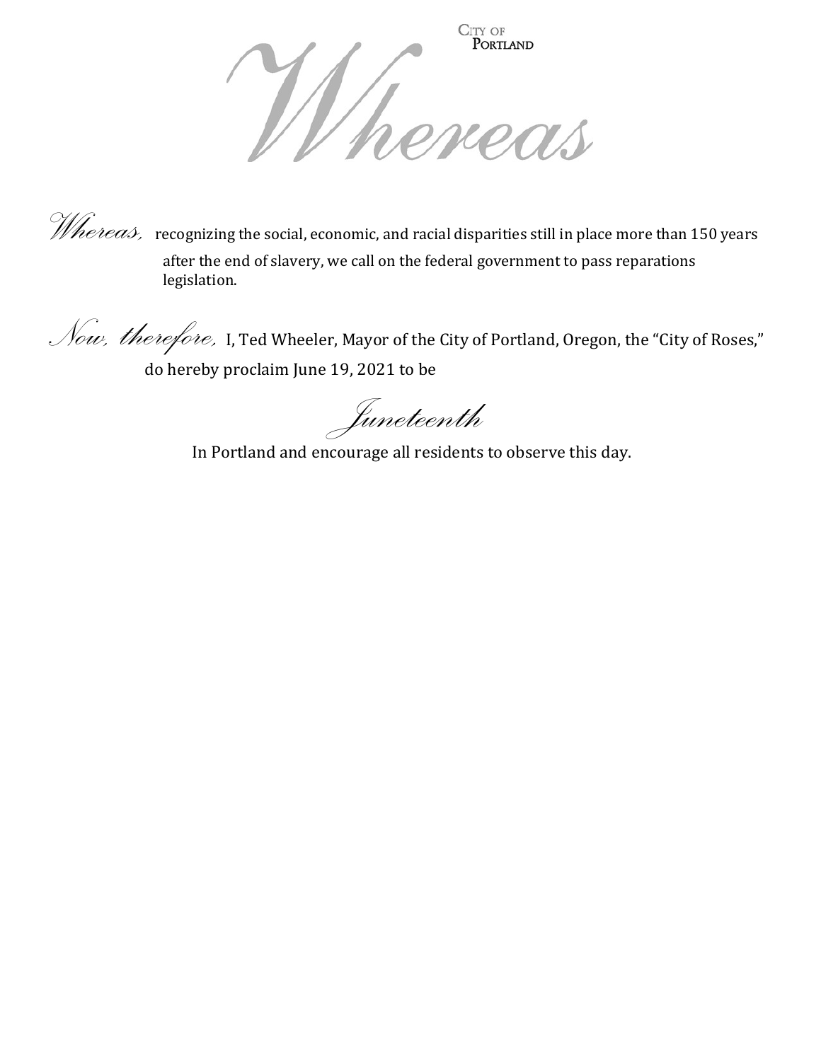CITY OF PORTLAND

# Whereas

*Whereas,* recognizing the social, economic, and racial disparities still in place more than 150 years after the end of slavery, we call on the federal government to pass reparations legislation.

*Now, therefore,* I, Ted Wheeler, Mayor of the City of Portland, Oregon, the "City of Roses," do hereby proclaim June 19, 2021 to be

## *Juneteenth*

In Portland and encourage all residents to observe this day.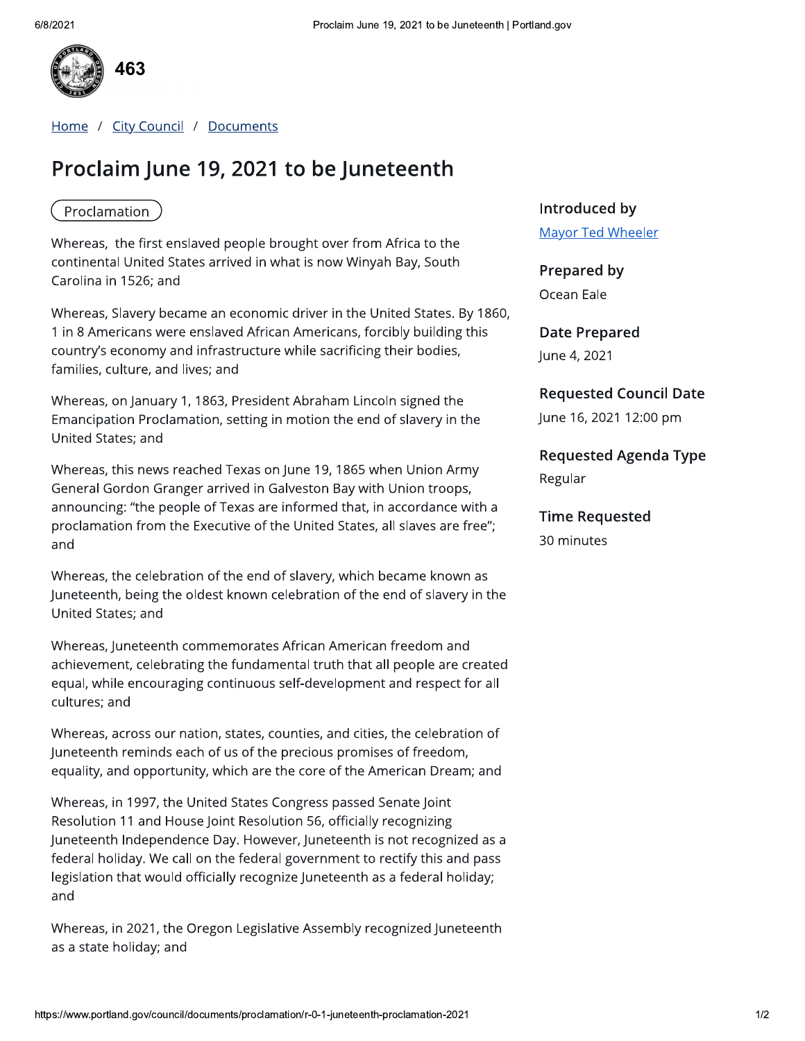463

[Home](#) / [City Council](#) / [Documents](#)

# Proclaim June 19, 2021 to be Juneteenth

Proclamation

Whereas, the first enslaved people brought over from Africa to the continental United States arrived in what is now Winyah Bay, South Carolina in 1526; and

Whereas, Slavery became an economic driver in the United States. By 1860, 1 in 8 Americans were enslaved African Americans, forcibly building this country's economy and infrastructure while sacrificing their bodies, families, culture, and lives; and

Whereas, on January 1, 1863, President Abraham Lincoln signed the Emancipation Proclamation, setting in motion the end of slavery in the United States; and

Whereas, this news reached Texas on June 19, 1865 when Union Army General Gordon Granger arrived in Galveston Bay with Union troops, announcing: "the people of Texas are informed that, in accordance with a proclamation from the Executive of the United States, all slaves are free"; and

Whereas, the celebration of the end of slavery, which became known as Juneteenth, being the oldest known celebration of the end of slavery in the United States; and

Whereas, Juneteenth commemorates African American freedom and achievement, celebrating the fundamental truth that all people are created equal, while encouraging continuous self-development and respect for all cultures; and

Whereas, across our nation, states, counties, and cities, the celebration of Juneteenth reminds each of us of the precious promises of freedom, equality, and opportunity, which are the core of the American Dream; and

Whereas, in 1997, the United States Congress passed Senate Joint Resolution 11 and House Joint Resolution 56, officially recognizing Juneteenth Independence Day. However, Juneteenth is not recognized as a federal holiday. We call on the federal government to rectify this and pass legislation that would officially recognize Juneteenth as a federal holiday; and

Whereas, in 2021, the Oregon Legislative Assembly recognized Juneteenth as a state holiday; and

### Introduced by
[Mayor Ted Wheeler](#)

### Prepared by
Ocean Eale

### Date Prepared
June 4, 2021

### Requested Council Date
June 16, 2021 12:00 pm

### Requested Agenda Type
Regular

### Time Requested
30 minutes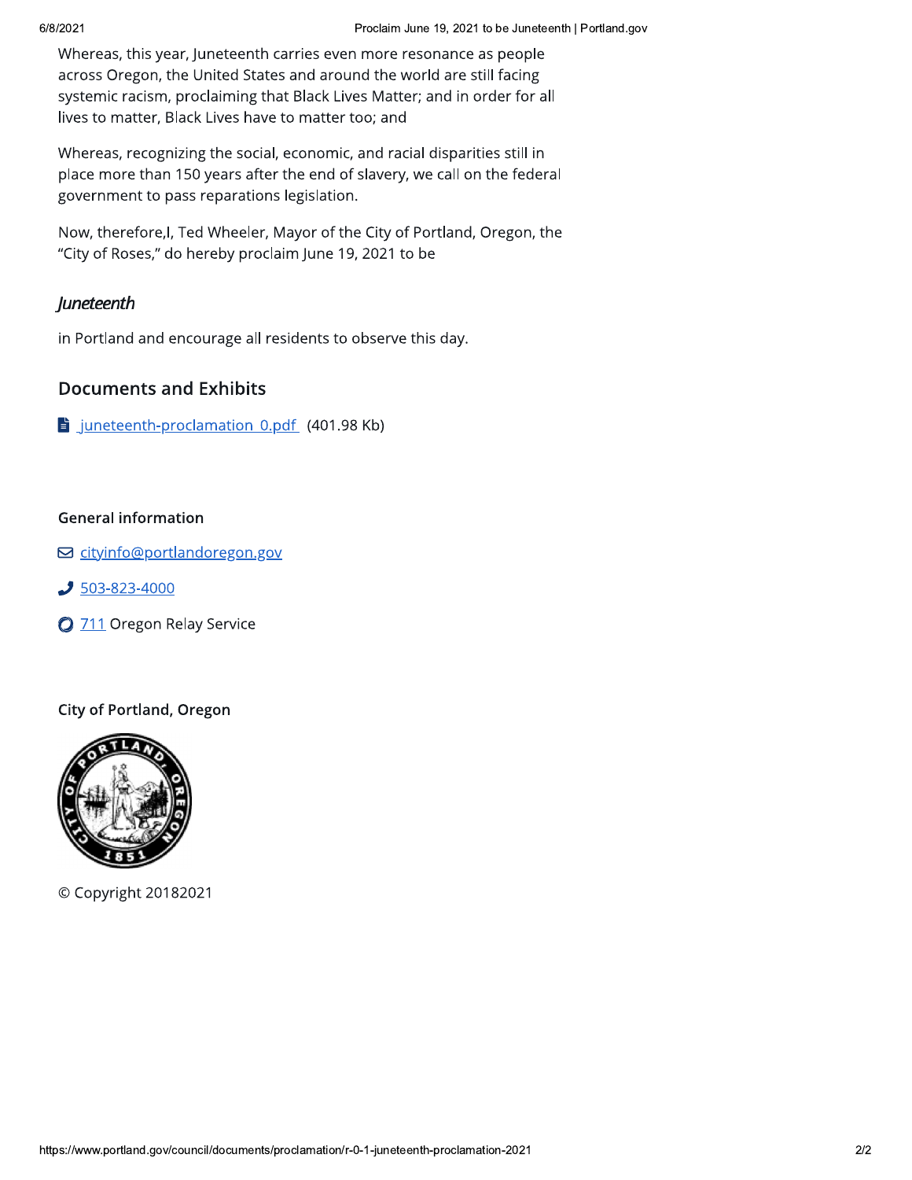Whereas, this year, Juneteenth carries even more resonance as people across Oregon, the United States and around the world are still facing systemic racism, proclaiming that Black Lives Matter; and in order for all lives to matter, Black Lives have to matter too; and

Whereas, recognizing the social, economic, and racial disparities still in place more than 150 years after the end of slavery, we call on the federal government to pass reparations legislation.

Now, therefore,I, Ted Wheeler, Mayor of the City of Portland, Oregon, the "City of Roses," do hereby proclaim June 19, 2021 to be

### *Juneteenth*

in Portland and encourage all residents to observe this day.

## Documents and Exhibits

juneteenth-proclamation_0.pdf (401.98 Kb)

#### General information

cityinfo@portlandoregon.gov

503-823-4000

711 Oregon Relay Service

#### City of Portland, Oregon

© Copyright 20182021